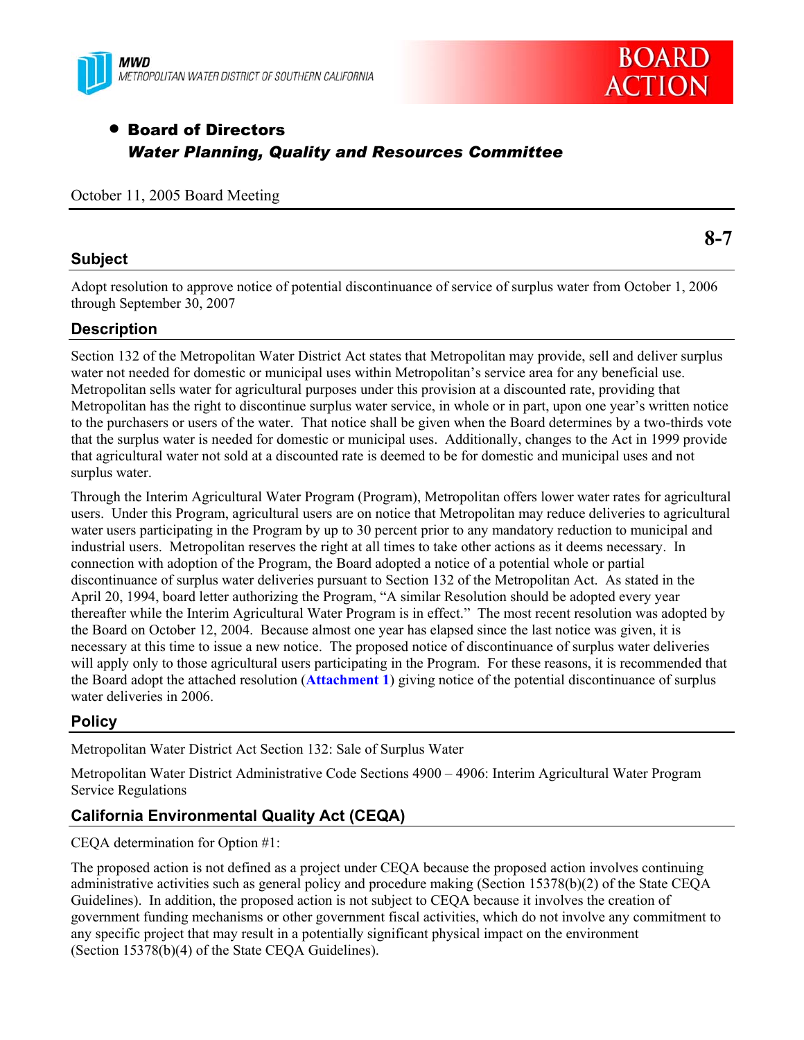MWD
METROPOLITAN WATER DISTRICT OF SOUTHERN CALIFORNIA

**BOARD ACTION**

- **Board of Directors**
  ***Water Planning, Quality and Resources Committee***

October 11, 2005 Board Meeting

**8-7**

## Subject

Adopt resolution to approve notice of potential discontinuance of service of surplus water from October 1, 2006 through September 30, 2007

## Description

Section 132 of the Metropolitan Water District Act states that Metropolitan may provide, sell and deliver surplus water not needed for domestic or municipal uses within Metropolitan's service area for any beneficial use. Metropolitan sells water for agricultural purposes under this provision at a discounted rate, providing that Metropolitan has the right to discontinue surplus water service, in whole or in part, upon one year's written notice to the purchasers or users of the water. That notice shall be given when the Board determines by a two-thirds vote that the surplus water is needed for domestic or municipal uses. Additionally, changes to the Act in 1999 provide that agricultural water not sold at a discounted rate is deemed to be for domestic and municipal uses and not surplus water.

Through the Interim Agricultural Water Program (Program), Metropolitan offers lower water rates for agricultural users. Under this Program, agricultural users are on notice that Metropolitan may reduce deliveries to agricultural water users participating in the Program by up to 30 percent prior to any mandatory reduction to municipal and industrial users. Metropolitan reserves the right at all times to take other actions as it deems necessary. In connection with adoption of the Program, the Board adopted a notice of a potential whole or partial discontinuance of surplus water deliveries pursuant to Section 132 of the Metropolitan Act. As stated in the April 20, 1994, board letter authorizing the Program, "A similar Resolution should be adopted every year thereafter while the Interim Agricultural Water Program is in effect." The most recent resolution was adopted by the Board on October 12, 2004. Because almost one year has elapsed since the last notice was given, it is necessary at this time to issue a new notice. The proposed notice of discontinuance of surplus water deliveries will apply only to those agricultural users participating in the Program. For these reasons, it is recommended that the Board adopt the attached resolution (**Attachment 1**) giving notice of the potential discontinuance of surplus water deliveries in 2006.

## Policy

Metropolitan Water District Act Section 132: Sale of Surplus Water

Metropolitan Water District Administrative Code Sections 4900 – 4906: Interim Agricultural Water Program Service Regulations

## California Environmental Quality Act (CEQA)

CEQA determination for Option #1:

The proposed action is not defined as a project under CEQA because the proposed action involves continuing administrative activities such as general policy and procedure making (Section 15378(b)(2) of the State CEQA Guidelines). In addition, the proposed action is not subject to CEQA because it involves the creation of government funding mechanisms or other government fiscal activities, which do not involve any commitment to any specific project that may result in a potentially significant physical impact on the environment (Section 15378(b)(4) of the State CEQA Guidelines).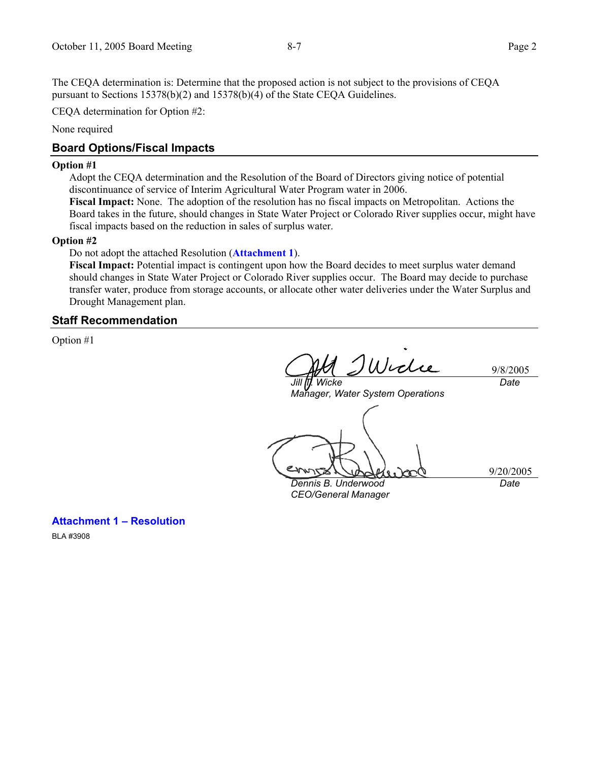The CEQA determination is: Determine that the proposed action is not subject to the provisions of CEQA pursuant to Sections 15378(b)(2) and 15378(b)(4) of the State CEQA Guidelines.

CEQA determination for Option #2:

None required

## Board Options/Fiscal Impacts

**Option #1**

Adopt the CEQA determination and the Resolution of the Board of Directors giving notice of potential discontinuance of service of Interim Agricultural Water Program water in 2006.

**Fiscal Impact:** None. The adoption of the resolution has no fiscal impacts on Metropolitan. Actions the Board takes in the future, should changes in State Water Project or Colorado River supplies occur, might have fiscal impacts based on the reduction in sales of surplus water.

**Option #2**

Do not adopt the attached Resolution (**Attachment 1**).

**Fiscal Impact:** Potential impact is contingent upon how the Board decides to meet surplus water demand should changes in State Water Project or Colorado River supplies occur. The Board may decide to purchase transfer water, produce from storage accounts, or allocate other water deliveries under the Water Surplus and Drought Management plan.

## Staff Recommendation

Option #1

| | |
|---|---|
| *Jill T. Wicke* | 9/8/2005 |
| *Manager, Water System Operations* | *Date* |

| | |
|---|---|
| *Dennis B. Underwood* | 9/20/2005 |
| *CEO/General Manager* | *Date* |

**Attachment 1 – Resolution**

BLA #3908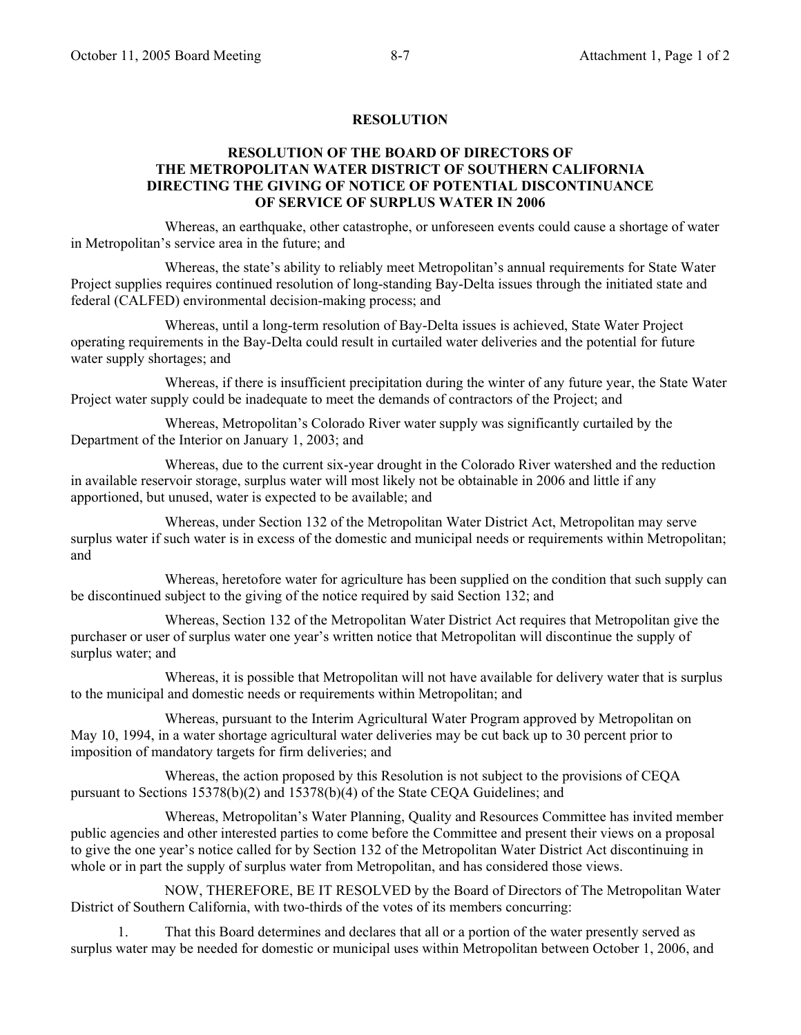# RESOLUTION

## RESOLUTION OF THE BOARD OF DIRECTORS OF THE METROPOLITAN WATER DISTRICT OF SOUTHERN CALIFORNIA DIRECTING THE GIVING OF NOTICE OF POTENTIAL DISCONTINUANCE OF SERVICE OF SURPLUS WATER IN 2006

Whereas, an earthquake, other catastrophe, or unforeseen events could cause a shortage of water in Metropolitan's service area in the future; and

Whereas, the state's ability to reliably meet Metropolitan's annual requirements for State Water Project supplies requires continued resolution of long-standing Bay-Delta issues through the initiated state and federal (CALFED) environmental decision-making process; and

Whereas, until a long-term resolution of Bay-Delta issues is achieved, State Water Project operating requirements in the Bay-Delta could result in curtailed water deliveries and the potential for future water supply shortages; and

Whereas, if there is insufficient precipitation during the winter of any future year, the State Water Project water supply could be inadequate to meet the demands of contractors of the Project; and

Whereas, Metropolitan's Colorado River water supply was significantly curtailed by the Department of the Interior on January 1, 2003; and

Whereas, due to the current six-year drought in the Colorado River watershed and the reduction in available reservoir storage, surplus water will most likely not be obtainable in 2006 and little if any apportioned, but unused, water is expected to be available; and

Whereas, under Section 132 of the Metropolitan Water District Act, Metropolitan may serve surplus water if such water is in excess of the domestic and municipal needs or requirements within Metropolitan; and

Whereas, heretofore water for agriculture has been supplied on the condition that such supply can be discontinued subject to the giving of the notice required by said Section 132; and

Whereas, Section 132 of the Metropolitan Water District Act requires that Metropolitan give the purchaser or user of surplus water one year's written notice that Metropolitan will discontinue the supply of surplus water; and

Whereas, it is possible that Metropolitan will not have available for delivery water that is surplus to the municipal and domestic needs or requirements within Metropolitan; and

Whereas, pursuant to the Interim Agricultural Water Program approved by Metropolitan on May 10, 1994, in a water shortage agricultural water deliveries may be cut back up to 30 percent prior to imposition of mandatory targets for firm deliveries; and

Whereas, the action proposed by this Resolution is not subject to the provisions of CEQA pursuant to Sections 15378(b)(2) and 15378(b)(4) of the State CEQA Guidelines; and

Whereas, Metropolitan's Water Planning, Quality and Resources Committee has invited member public agencies and other interested parties to come before the Committee and present their views on a proposal to give the one year's notice called for by Section 132 of the Metropolitan Water District Act discontinuing in whole or in part the supply of surplus water from Metropolitan, and has considered those views.

NOW, THEREFORE, BE IT RESOLVED by the Board of Directors of The Metropolitan Water District of Southern California, with two-thirds of the votes of its members concurring:

1. That this Board determines and declares that all or a portion of the water presently served as surplus water may be needed for domestic or municipal uses within Metropolitan between October 1, 2006, and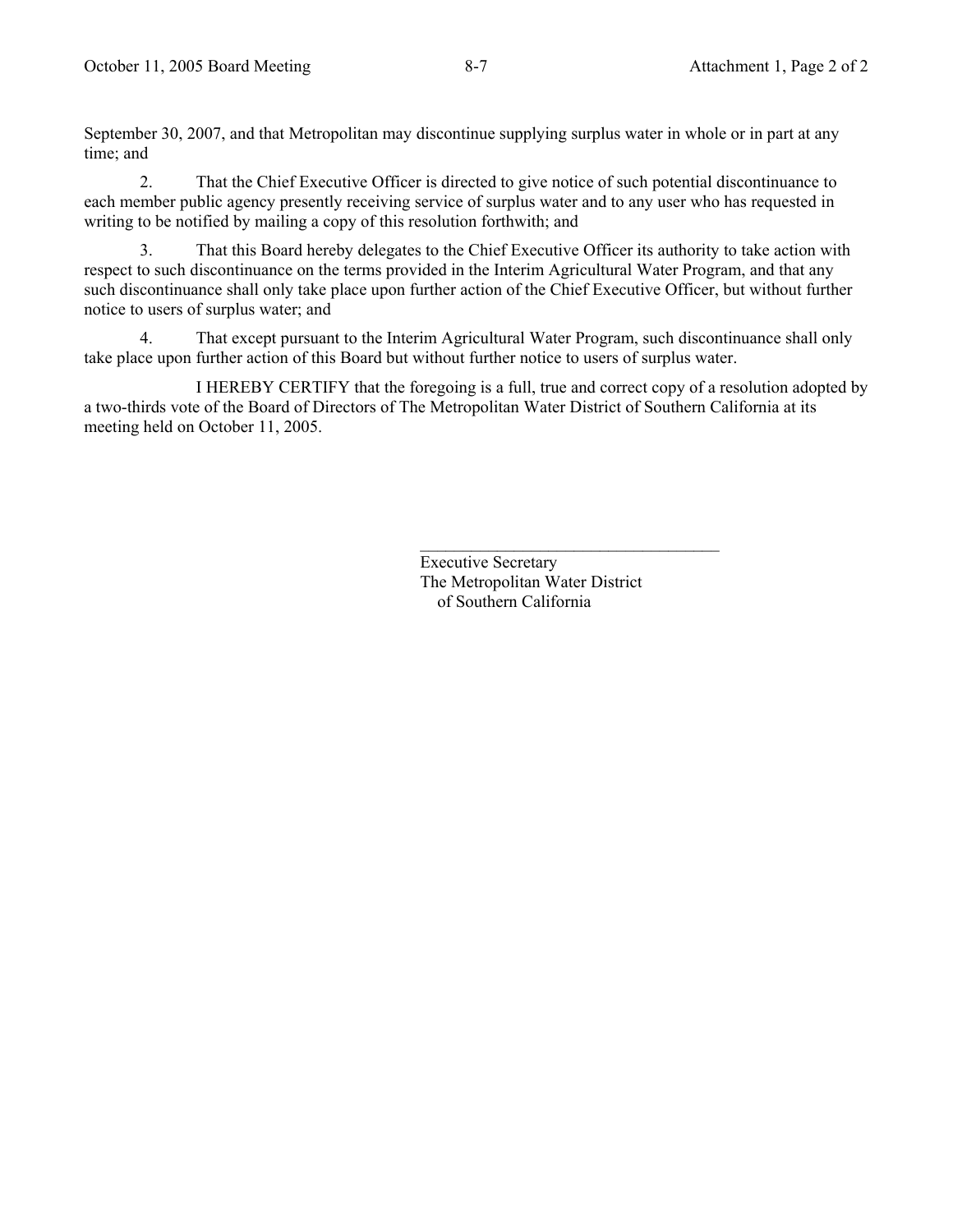September 30, 2007, and that Metropolitan may discontinue supplying surplus water in whole or in part at any time; and

2. That the Chief Executive Officer is directed to give notice of such potential discontinuance to each member public agency presently receiving service of surplus water and to any user who has requested in writing to be notified by mailing a copy of this resolution forthwith; and

3. That this Board hereby delegates to the Chief Executive Officer its authority to take action with respect to such discontinuance on the terms provided in the Interim Agricultural Water Program, and that any such discontinuance shall only take place upon further action of the Chief Executive Officer, but without further notice to users of surplus water; and

4. That except pursuant to the Interim Agricultural Water Program, such discontinuance shall only take place upon further action of this Board but without further notice to users of surplus water.

I HEREBY CERTIFY that the foregoing is a full, true and correct copy of a resolution adopted by a two-thirds vote of the Board of Directors of The Metropolitan Water District of Southern California at its meeting held on October 11, 2005.

\_\_\_\_\_\_\_\_\_\_\_\_\_\_\_\_\_\_\_\_\_\_\_\_\_\_\_\_\_\_\_\_\_\_\_\_

Executive Secretary
The Metropolitan Water District
of Southern California